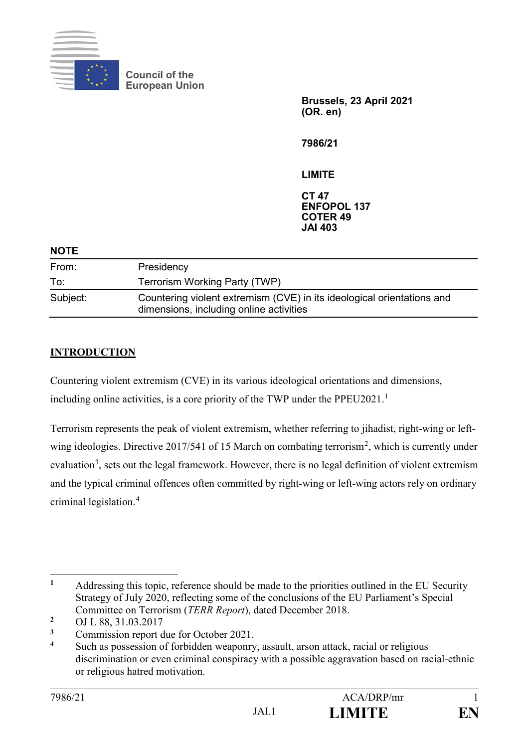Council of the European Union

**Brussels, 23 April 2021**
**(OR. en)**

**7986/21**

**LIMITE**

**CT 47**
**ENFOPOL 137**
**COTER 49**
**JAI 403**

**NOTE**

| | |
|---|---|
| From: | Presidency |
| To: | Terrorism Working Party (TWP) |
| Subject: | Countering violent extremism (CVE) in its ideological orientations and dimensions, including online activities |

## INTRODUCTION

Countering violent extremism (CVE) in its various ideological orientations and dimensions, including online activities, is a core priority of the TWP under the PPEU2021.[1]

Terrorism represents the peak of violent extremism, whether referring to jihadist, right-wing or left-wing ideologies. Directive 2017/541 of 15 March on combating terrorism[2], which is currently under evaluation[3], sets out the legal framework. However, there is no legal definition of violent extremism and the typical criminal offences often committed by right-wing or left-wing actors rely on ordinary criminal legislation.[4]

---

[1] Addressing this topic, reference should be made to the priorities outlined in the EU Security Strategy of July 2020, reflecting some of the conclusions of the EU Parliament's Special Committee on Terrorism (*TERR Report*), dated December 2018.

[2] OJ L 88, 31.03.2017

[3] Commission report due for October 2021.

[4] Such as possession of forbidden weaponry, assault, arson attack, racial or religious discrimination or even criminal conspiracy with a possible aggravation based on racial-ethnic or religious hatred motivation.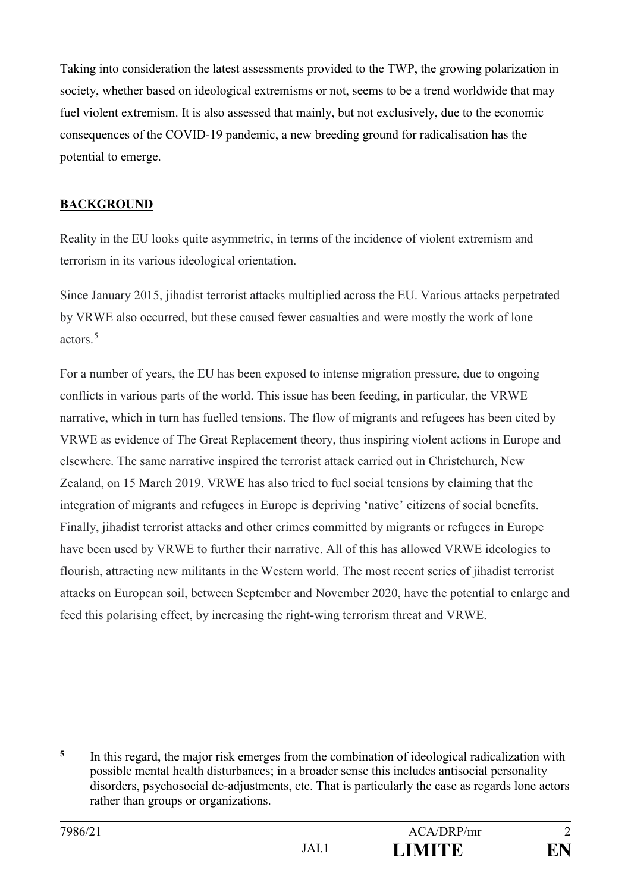Taking into consideration the latest assessments provided to the TWP, the growing polarization in society, whether based on ideological extremisms or not, seems to be a trend worldwide that may fuel violent extremism. It is also assessed that mainly, but not exclusively, due to the economic consequences of the COVID-19 pandemic, a new breeding ground for radicalisation has the potential to emerge.

## BACKGROUND

Reality in the EU looks quite asymmetric, in terms of the incidence of violent extremism and terrorism in its various ideological orientation.

Since January 2015, jihadist terrorist attacks multiplied across the EU. Various attacks perpetrated by VRWE also occurred, but these caused fewer casualties and were mostly the work of lone actors.[5]

For a number of years, the EU has been exposed to intense migration pressure, due to ongoing conflicts in various parts of the world. This issue has been feeding, in particular, the VRWE narrative, which in turn has fuelled tensions. The flow of migrants and refugees has been cited by VRWE as evidence of The Great Replacement theory, thus inspiring violent actions in Europe and elsewhere. The same narrative inspired the terrorist attack carried out in Christchurch, New Zealand, on 15 March 2019. VRWE has also tried to fuel social tensions by claiming that the integration of migrants and refugees in Europe is depriving 'native' citizens of social benefits. Finally, jihadist terrorist attacks and other crimes committed by migrants or refugees in Europe have been used by VRWE to further their narrative. All of this has allowed VRWE ideologies to flourish, attracting new militants in the Western world. The most recent series of jihadist terrorist attacks on European soil, between September and November 2020, have the potential to enlarge and feed this polarising effect, by increasing the right-wing terrorism threat and VRWE.

---

[5] In this regard, the major risk emerges from the combination of ideological radicalization with possible mental health disturbances; in a broader sense this includes antisocial personality disorders, psychosocial de-adjustments, etc. That is particularly the case as regards lone actors rather than groups or organizations.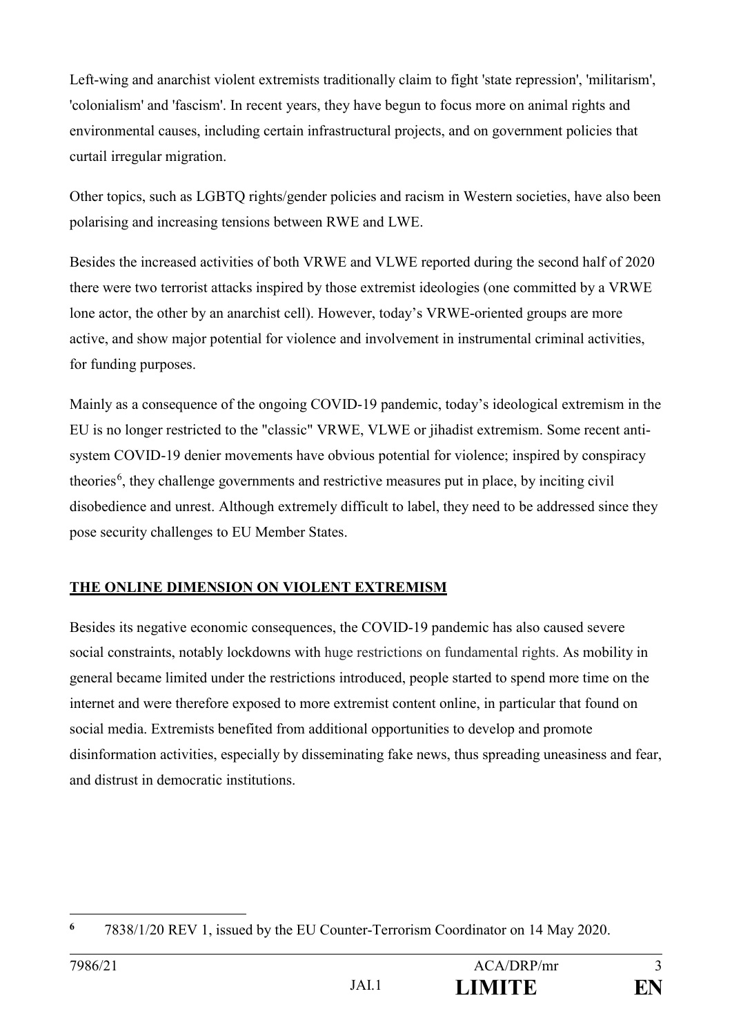Left-wing and anarchist violent extremists traditionally claim to fight 'state repression', 'militarism', 'colonialism' and 'fascism'. In recent years, they have begun to focus more on animal rights and environmental causes, including certain infrastructural projects, and on government policies that curtail irregular migration.

Other topics, such as LGBTQ rights/gender policies and racism in Western societies, have also been polarising and increasing tensions between RWE and LWE.

Besides the increased activities of both VRWE and VLWE reported during the second half of 2020 there were two terrorist attacks inspired by those extremist ideologies (one committed by a VRWE lone actor, the other by an anarchist cell). However, today's VRWE-oriented groups are more active, and show major potential for violence and involvement in instrumental criminal activities, for funding purposes.

Mainly as a consequence of the ongoing COVID-19 pandemic, today's ideological extremism in the EU is no longer restricted to the "classic" VRWE, VLWE or jihadist extremism. Some recent anti-system COVID-19 denier movements have obvious potential for violence; inspired by conspiracy theories[6], they challenge governments and restrictive measures put in place, by inciting civil disobedience and unrest. Although extremely difficult to label, they need to be addressed since they pose security challenges to EU Member States.

## THE ONLINE DIMENSION ON VIOLENT EXTREMISM

Besides its negative economic consequences, the COVID-19 pandemic has also caused severe social constraints, notably lockdowns with huge restrictions on fundamental rights. As mobility in general became limited under the restrictions introduced, people started to spend more time on the internet and were therefore exposed to more extremist content online, in particular that found on social media. Extremists benefited from additional opportunities to develop and promote disinformation activities, especially by disseminating fake news, thus spreading uneasiness and fear, and distrust in democratic institutions.

---

[6] 7838/1/20 REV 1, issued by the EU Counter-Terrorism Coordinator on 14 May 2020.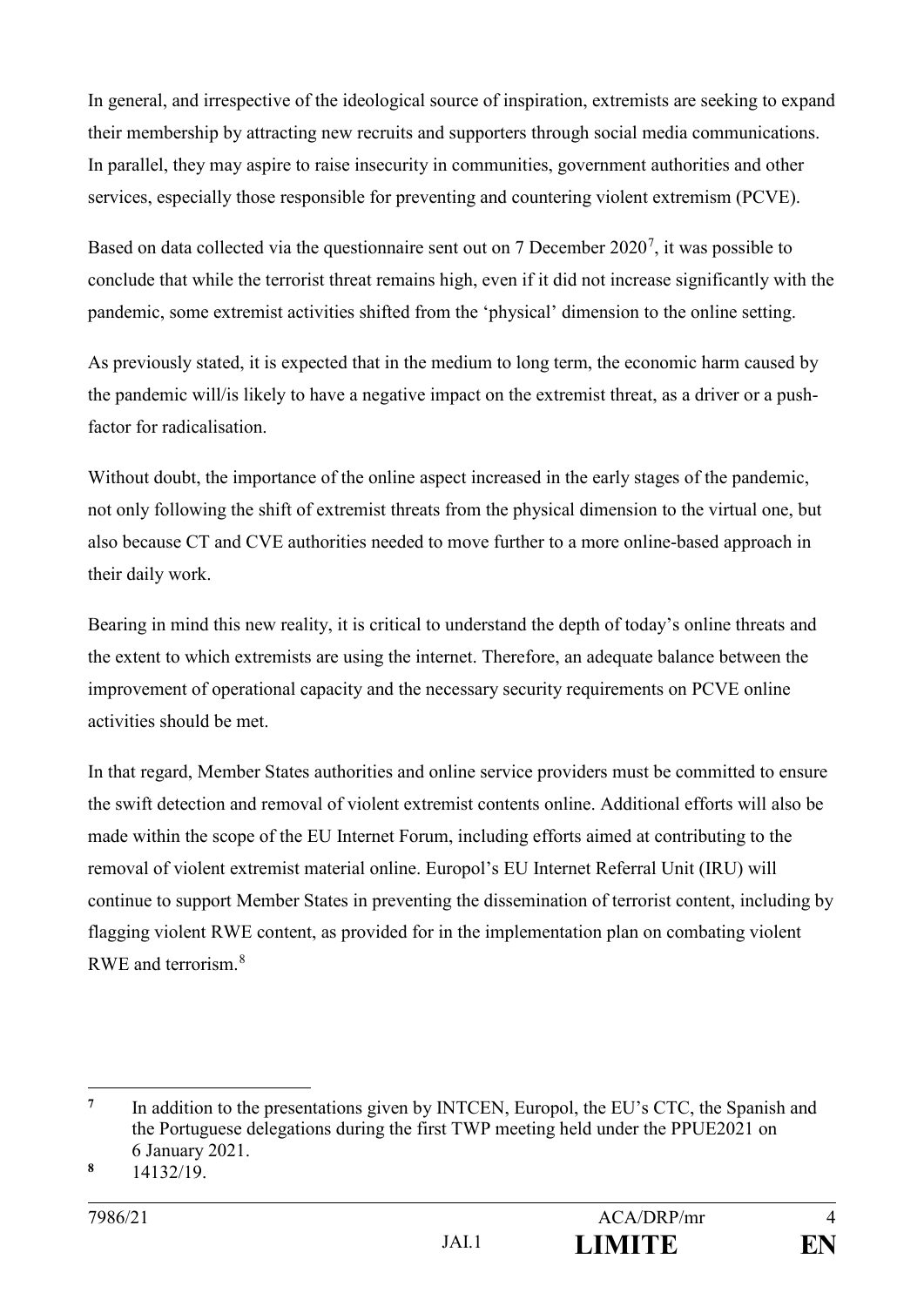In general, and irrespective of the ideological source of inspiration, extremists are seeking to expand their membership by attracting new recruits and supporters through social media communications. In parallel, they may aspire to raise insecurity in communities, government authorities and other services, especially those responsible for preventing and countering violent extremism (PCVE).

Based on data collected via the questionnaire sent out on 7 December 2020[7], it was possible to conclude that while the terrorist threat remains high, even if it did not increase significantly with the pandemic, some extremist activities shifted from the 'physical' dimension to the online setting.

As previously stated, it is expected that in the medium to long term, the economic harm caused by the pandemic will/is likely to have a negative impact on the extremist threat, as a driver or a push-factor for radicalisation.

Without doubt, the importance of the online aspect increased in the early stages of the pandemic, not only following the shift of extremist threats from the physical dimension to the virtual one, but also because CT and CVE authorities needed to move further to a more online-based approach in their daily work.

Bearing in mind this new reality, it is critical to understand the depth of today's online threats and the extent to which extremists are using the internet. Therefore, an adequate balance between the improvement of operational capacity and the necessary security requirements on PCVE online activities should be met.

In that regard, Member States authorities and online service providers must be committed to ensure the swift detection and removal of violent extremist contents online. Additional efforts will also be made within the scope of the EU Internet Forum, including efforts aimed at contributing to the removal of violent extremist material online. Europol's EU Internet Referral Unit (IRU) will continue to support Member States in preventing the dissemination of terrorist content, including by flagging violent RWE content, as provided for in the implementation plan on combating violent RWE and terrorism.[8]

---

[7] In addition to the presentations given by INTCEN, Europol, the EU's CTC, the Spanish and the Portuguese delegations during the first TWP meeting held under the PPUE2021 on 6 January 2021.

[8] 14132/19.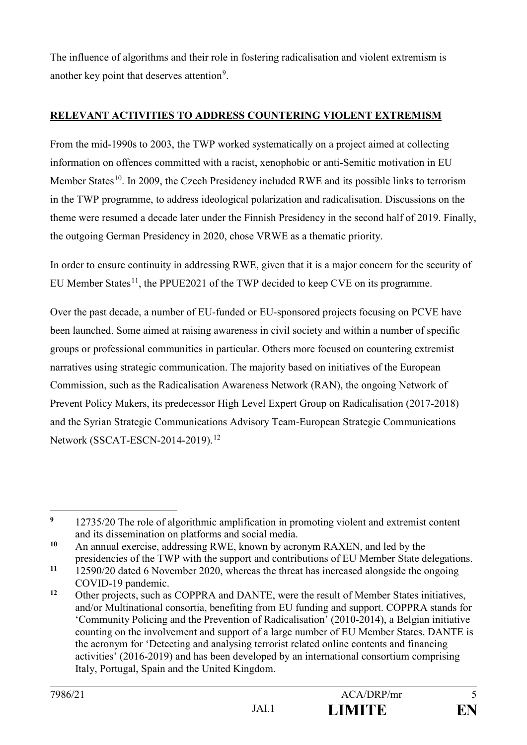The influence of algorithms and their role in fostering radicalisation and violent extremism is another key point that deserves attention[9].

**RELEVANT ACTIVITIES TO ADDRESS COUNTERING VIOLENT EXTREMISM**

From the mid-1990s to 2003, the TWP worked systematically on a project aimed at collecting information on offences committed with a racist, xenophobic or anti-Semitic motivation in EU Member States[10]. In 2009, the Czech Presidency included RWE and its possible links to terrorism in the TWP programme, to address ideological polarization and radicalisation. Discussions on the theme were resumed a decade later under the Finnish Presidency in the second half of 2019. Finally, the outgoing German Presidency in 2020, chose VRWE as a thematic priority.

In order to ensure continuity in addressing RWE, given that it is a major concern for the security of EU Member States[11], the PPUE2021 of the TWP decided to keep CVE on its programme.

Over the past decade, a number of EU-funded or EU-sponsored projects focusing on PCVE have been launched. Some aimed at raising awareness in civil society and within a number of specific groups or professional communities in particular. Others more focused on countering extremist narratives using strategic communication. The majority based on initiatives of the European Commission, such as the Radicalisation Awareness Network (RAN), the ongoing Network of Prevent Policy Makers, its predecessor High Level Expert Group on Radicalisation (2017-2018) and the Syrian Strategic Communications Advisory Team-European Strategic Communications Network (SSCAT-ESCN-2014-2019).[12]

---

[9] 12735/20 The role of algorithmic amplification in promoting violent and extremist content and its dissemination on platforms and social media.

[10] An annual exercise, addressing RWE, known by acronym RAXEN, and led by the presidencies of the TWP with the support and contributions of EU Member State delegations.

[11] 12590/20 dated 6 November 2020, whereas the threat has increased alongside the ongoing COVID-19 pandemic.

[12] Other projects, such as COPPRA and DANTE, were the result of Member States initiatives, and/or Multinational consortia, benefiting from EU funding and support. COPPRA stands for 'Community Policing and the Prevention of Radicalisation' (2010-2014), a Belgian initiative counting on the involvement and support of a large number of EU Member States. DANTE is the acronym for 'Detecting and analysing terrorist related online contents and financing activities' (2016-2019) and has been developed by an international consortium comprising Italy, Portugal, Spain and the United Kingdom.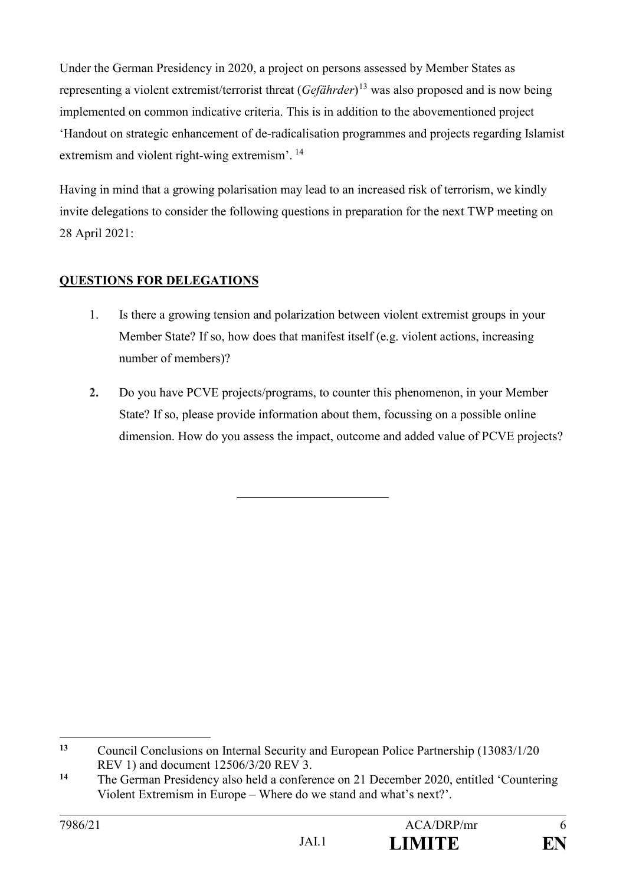Under the German Presidency in 2020, a project on persons assessed by Member States as representing a violent extremist/terrorist threat (*Gefährder*)[13] was also proposed and is now being implemented on common indicative criteria. This is in addition to the abovementioned project 'Handout on strategic enhancement of de-radicalisation programmes and projects regarding Islamist extremism and violent right-wing extremism'. [14]

Having in mind that a growing polarisation may lead to an increased risk of terrorism, we kindly invite delegations to consider the following questions in preparation for the next TWP meeting on 28 April 2021:

**QUESTIONS FOR DELEGATIONS**

1. Is there a growing tension and polarization between violent extremist groups in your Member State? If so, how does that manifest itself (e.g. violent actions, increasing number of members)?

2. Do you have PCVE projects/programs, to counter this phenomenon, in your Member State? If so, please provide information about them, focussing on a possible online dimension. How do you assess the impact, outcome and added value of PCVE projects?

---

[13] Council Conclusions on Internal Security and European Police Partnership (13083/1/20 REV 1) and document 12506/3/20 REV 3.

[14] The German Presidency also held a conference on 21 December 2020, entitled 'Countering Violent Extremism in Europe – Where do we stand and what's next?'.